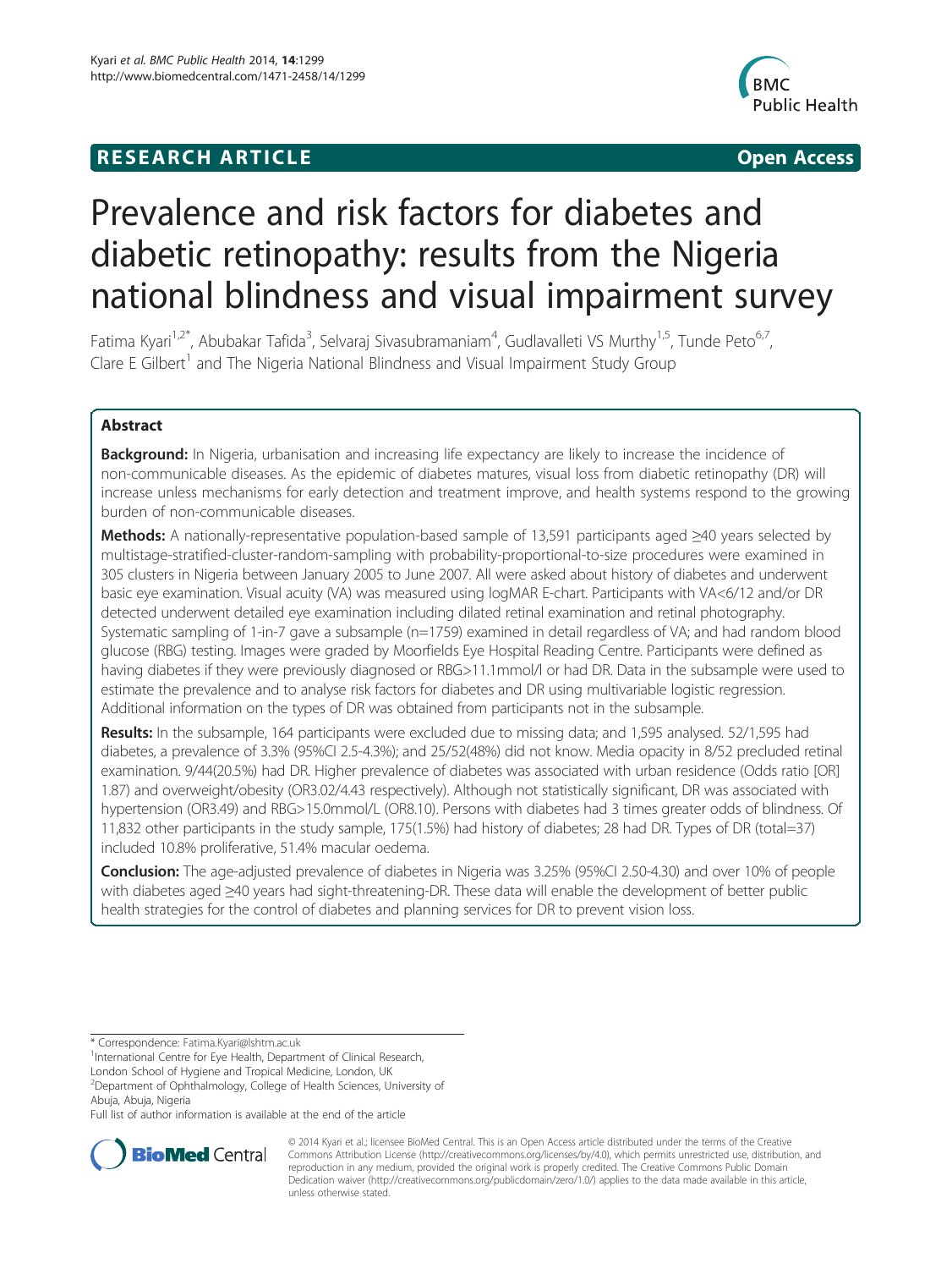RESEARCH ARTICLE Open Access

# Prevalence and risk factors for diabetes and diabetic retinopathy: results from the Nigeria national blindness and visual impairment survey

Fatima Kyari[1,2*], Abubakar Tafida[3], Selvaraj Sivasubramaniam[4], Gudlavalleti VS Murthy[1,5], Tunde Peto[6,7], Clare E Gilbert[1] and The Nigeria National Blindness and Visual Impairment Study Group

## Abstract

**Background:** In Nigeria, urbanisation and increasing life expectancy are likely to increase the incidence of non-communicable diseases. As the epidemic of diabetes matures, visual loss from diabetic retinopathy (DR) will increase unless mechanisms for early detection and treatment improve, and health systems respond to the growing burden of non-communicable diseases.

**Methods:** A nationally-representative population-based sample of 13,591 participants aged ≥40 years selected by multistage-stratified-cluster-random-sampling with probability-proportional-to-size procedures were examined in 305 clusters in Nigeria between January 2005 to June 2007. All were asked about history of diabetes and underwent basic eye examination. Visual acuity (VA) was measured using logMAR E-chart. Participants with VA<6/12 and/or DR detected underwent detailed eye examination including dilated retinal examination and retinal photography. Systematic sampling of 1-in-7 gave a subsample (n=1759) examined in detail regardless of VA; and had random blood glucose (RBG) testing. Images were graded by Moorfields Eye Hospital Reading Centre. Participants were defined as having diabetes if they were previously diagnosed or RBG>11.1mmol/l or had DR. Data in the subsample were used to estimate the prevalence and to analyse risk factors for diabetes and DR using multivariable logistic regression. Additional information on the types of DR was obtained from participants not in the subsample.

**Results:** In the subsample, 164 participants were excluded due to missing data; and 1,595 analysed. 52/1,595 had diabetes, a prevalence of 3.3% (95%CI 2.5-4.3%); and 25/52(48%) did not know. Media opacity in 8/52 precluded retinal examination. 9/44(20.5%) had DR. Higher prevalence of diabetes was associated with urban residence (Odds ratio [OR] 1.87) and overweight/obesity (OR3.02/4.43 respectively). Although not statistically significant, DR was associated with hypertension (OR3.49) and RBG>15.0mmol/L (OR8.10). Persons with diabetes had 3 times greater odds of blindness. Of 11,832 other participants in the study sample, 175(1.5%) had history of diabetes; 28 had DR. Types of DR (total=37) included 10.8% proliferative, 51.4% macular oedema.

**Conclusion:** The age-adjusted prevalence of diabetes in Nigeria was 3.25% (95%CI 2.50-4.30) and over 10% of people with diabetes aged ≥40 years had sight-threatening-DR. These data will enable the development of better public health strategies for the control of diabetes and planning services for DR to prevent vision loss.

---

\* Correspondence: Fatima.Kyari@lshtm.ac.uk
[1]International Centre for Eye Health, Department of Clinical Research, London School of Hygiene and Tropical Medicine, London, UK
[2]Department of Ophthalmology, College of Health Sciences, University of Abuja, Abuja, Nigeria
Full list of author information is available at the end of the article

© 2014 Kyari et al.; licensee BioMed Central. This is an Open Access article distributed under the terms of the Creative Commons Attribution License (http://creativecommons.org/licenses/by/4.0), which permits unrestricted use, distribution, and reproduction in any medium, provided the original work is properly credited. The Creative Commons Public Domain Dedication waiver (http://creativecommons.org/publicdomain/zero/1.0/) applies to the data made available in this article, unless otherwise stated.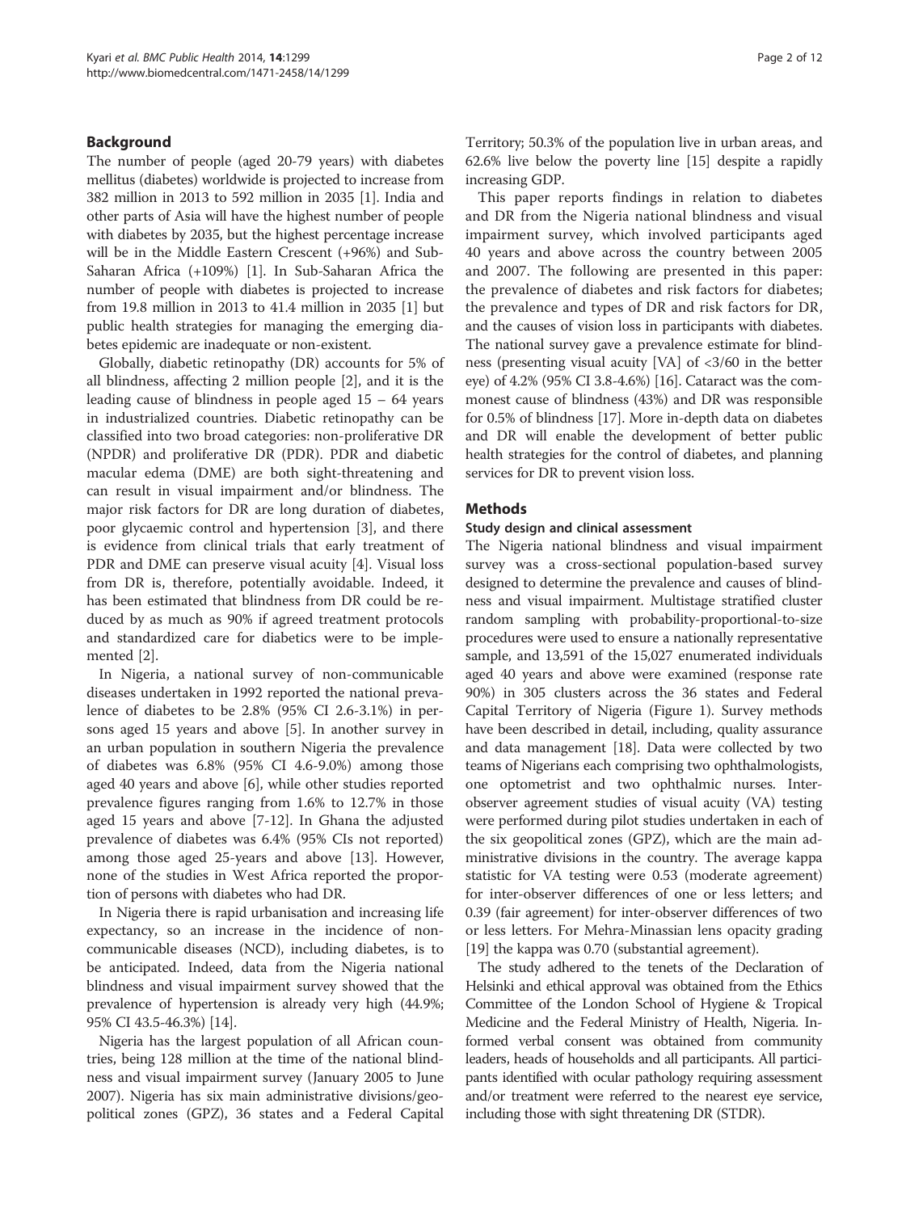## Background

The number of people (aged 20-79 years) with diabetes mellitus (diabetes) worldwide is projected to increase from 382 million in 2013 to 592 million in 2035 [1]. India and other parts of Asia will have the highest number of people with diabetes by 2035, but the highest percentage increase will be in the Middle Eastern Crescent (+96%) and Sub-Saharan Africa (+109%) [1]. In Sub-Saharan Africa the number of people with diabetes is projected to increase from 19.8 million in 2013 to 41.4 million in 2035 [1] but public health strategies for managing the emerging diabetes epidemic are inadequate or non-existent.

Globally, diabetic retinopathy (DR) accounts for 5% of all blindness, affecting 2 million people [2], and it is the leading cause of blindness in people aged 15 – 64 years in industrialized countries. Diabetic retinopathy can be classified into two broad categories: non-proliferative DR (NPDR) and proliferative DR (PDR). PDR and diabetic macular edema (DME) are both sight-threatening and can result in visual impairment and/or blindness. The major risk factors for DR are long duration of diabetes, poor glycaemic control and hypertension [3], and there is evidence from clinical trials that early treatment of PDR and DME can preserve visual acuity [4]. Visual loss from DR is, therefore, potentially avoidable. Indeed, it has been estimated that blindness from DR could be reduced by as much as 90% if agreed treatment protocols and standardized care for diabetics were to be implemented [2].

In Nigeria, a national survey of non-communicable diseases undertaken in 1992 reported the national prevalence of diabetes to be 2.8% (95% CI 2.6-3.1%) in persons aged 15 years and above [5]. In another survey in an urban population in southern Nigeria the prevalence of diabetes was 6.8% (95% CI 4.6-9.0%) among those aged 40 years and above [6], while other studies reported prevalence figures ranging from 1.6% to 12.7% in those aged 15 years and above [7-12]. In Ghana the adjusted prevalence of diabetes was 6.4% (95% CIs not reported) among those aged 25-years and above [13]. However, none of the studies in West Africa reported the proportion of persons with diabetes who had DR.

In Nigeria there is rapid urbanisation and increasing life expectancy, so an increase in the incidence of non-communicable diseases (NCD), including diabetes, is to be anticipated. Indeed, data from the Nigeria national blindness and visual impairment survey showed that the prevalence of hypertension is already very high (44.9%; 95% CI 43.5-46.3%) [14].

Nigeria has the largest population of all African countries, being 128 million at the time of the national blindness and visual impairment survey (January 2005 to June 2007). Nigeria has six main administrative divisions/geopolitical zones (GPZ), 36 states and a Federal Capital Territory; 50.3% of the population live in urban areas, and 62.6% live below the poverty line [15] despite a rapidly increasing GDP.

This paper reports findings in relation to diabetes and DR from the Nigeria national blindness and visual impairment survey, which involved participants aged 40 years and above across the country between 2005 and 2007. The following are presented in this paper: the prevalence of diabetes and risk factors for diabetes; the prevalence and types of DR and risk factors for DR, and the causes of vision loss in participants with diabetes. The national survey gave a prevalence estimate for blindness (presenting visual acuity [VA] of <3/60 in the better eye) of 4.2% (95% CI 3.8-4.6%) [16]. Cataract was the commonest cause of blindness (43%) and DR was responsible for 0.5% of blindness [17]. More in-depth data on diabetes and DR will enable the development of better public health strategies for the control of diabetes, and planning services for DR to prevent vision loss.

## Methods

### Study design and clinical assessment

The Nigeria national blindness and visual impairment survey was a cross-sectional population-based survey designed to determine the prevalence and causes of blindness and visual impairment. Multistage stratified cluster random sampling with probability-proportional-to-size procedures were used to ensure a nationally representative sample, and 13,591 of the 15,027 enumerated individuals aged 40 years and above were examined (response rate 90%) in 305 clusters across the 36 states and Federal Capital Territory of Nigeria (Figure 1). Survey methods have been described in detail, including, quality assurance and data management [18]. Data were collected by two teams of Nigerians each comprising two ophthalmologists, one optometrist and two ophthalmic nurses. Inter-observer agreement studies of visual acuity (VA) testing were performed during pilot studies undertaken in each of the six geopolitical zones (GPZ), which are the main administrative divisions in the country. The average kappa statistic for VA testing were 0.53 (moderate agreement) for inter-observer differences of one or less letters; and 0.39 (fair agreement) for inter-observer differences of two or less letters. For Mehra-Minassian lens opacity grading [19] the kappa was 0.70 (substantial agreement).

The study adhered to the tenets of the Declaration of Helsinki and ethical approval was obtained from the Ethics Committee of the London School of Hygiene & Tropical Medicine and the Federal Ministry of Health, Nigeria. Informed verbal consent was obtained from community leaders, heads of households and all participants. All participants identified with ocular pathology requiring assessment and/or treatment were referred to the nearest eye service, including those with sight threatening DR (STDR).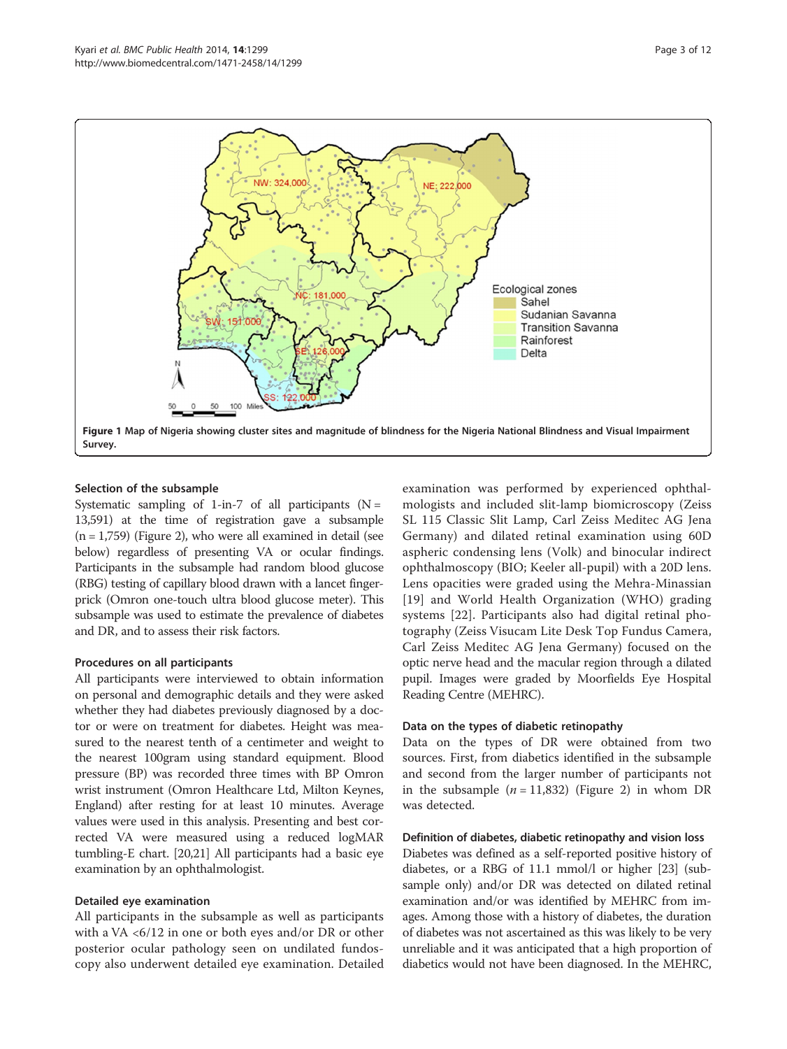Figure 1 Map of Nigeria showing cluster sites and magnitude of blindness for the Nigeria National Blindness and Visual Impairment Survey.

### Selection of the subsample

Systematic sampling of 1-in-7 of all participants (N = 13,591) at the time of registration gave a subsample (n = 1,759) (Figure 2), who were all examined in detail (see below) regardless of presenting VA or ocular findings. Participants in the subsample had random blood glucose (RBG) testing of capillary blood drawn with a lancet finger-prick (Omron one-touch ultra blood glucose meter). This subsample was used to estimate the prevalence of diabetes and DR, and to assess their risk factors.

### Procedures on all participants

All participants were interviewed to obtain information on personal and demographic details and they were asked whether they had diabetes previously diagnosed by a doctor or were on treatment for diabetes. Height was measured to the nearest tenth of a centimeter and weight to the nearest 100gram using standard equipment. Blood pressure (BP) was recorded three times with BP Omron wrist instrument (Omron Healthcare Ltd, Milton Keynes, England) after resting for at least 10 minutes. Average values were used in this analysis. Presenting and best corrected VA were measured using a reduced logMAR tumbling-E chart. [20,21] All participants had a basic eye examination by an ophthalmologist.

### Detailed eye examination

All participants in the subsample as well as participants with a VA <6/12 in one or both eyes and/or DR or other posterior ocular pathology seen on undilated fundoscopy also underwent detailed eye examination. Detailed examination was performed by experienced ophthalmologists and included slit-lamp biomicroscopy (Zeiss SL 115 Classic Slit Lamp, Carl Zeiss Meditec AG Jena Germany) and dilated retinal examination using 60D aspheric condensing lens (Volk) and binocular indirect ophthalmoscopy (BIO; Keeler all-pupil) with a 20D lens. Lens opacities were graded using the Mehra-Minassian [19] and World Health Organization (WHO) grading systems [22]. Participants also had digital retinal photography (Zeiss Visucam Lite Desk Top Fundus Camera, Carl Zeiss Meditec AG Jena Germany) focused on the optic nerve head and the macular region through a dilated pupil. Images were graded by Moorfields Eye Hospital Reading Centre (MEHRC).

### Data on the types of diabetic retinopathy

Data on the types of DR were obtained from two sources. First, from diabetics identified in the subsample and second from the larger number of participants not in the subsample (*n* = 11,832) (Figure 2) in whom DR was detected.

### Definition of diabetes, diabetic retinopathy and vision loss

Diabetes was defined as a self-reported positive history of diabetes, or a RBG of 11.1 mmol/l or higher [23] (subsample only) and/or DR was detected on dilated retinal examination and/or was identified by MEHRC from images. Among those with a history of diabetes, the duration of diabetes was not ascertained as this was likely to be very unreliable and it was anticipated that a high proportion of diabetics would not have been diagnosed. In the MEHRC,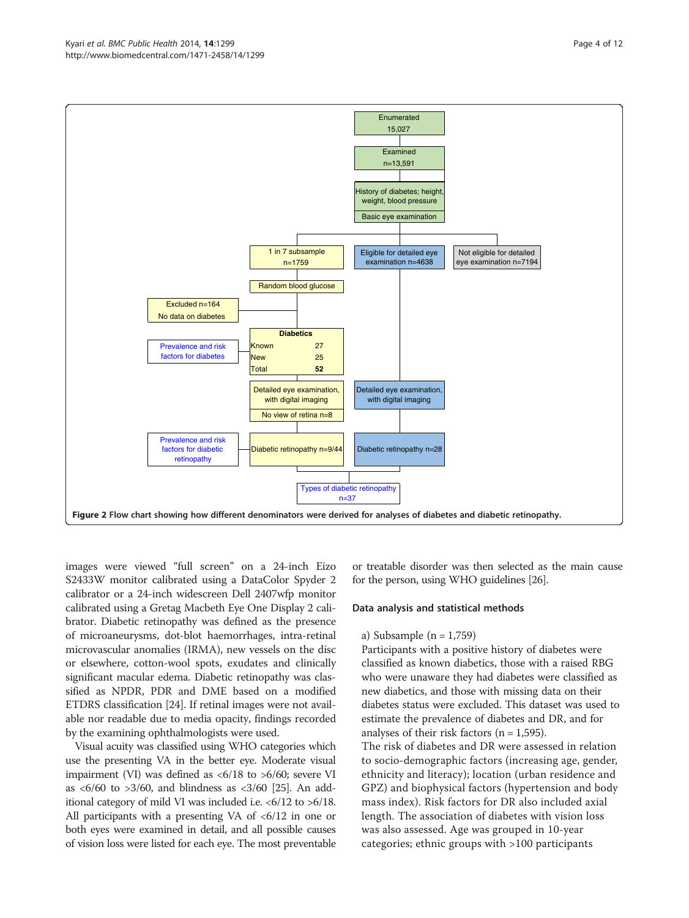Enumerated 15,027

Examined n=13,591

History of diabetes; height, weight, blood pressure

Basic eye examination

1 in 7 subsample n=1759

Eligible for detailed eye examination n=4638

Not eligible for detailed eye examination n=7194

Random blood glucose

Excluded n=164 No data on diabetes

**Diabetics**

| | |
|---|---|
| Known | 27 |
| New | 25 |
| Total | **52** |

Prevalence and risk factors for diabetes

Detailed eye examination, with digital imaging

No view of retina n=8

Detailed eye examination, with digital imaging

Prevalence and risk factors for diabetic retinopathy

Diabetic retinopathy n=9/44

Diabetic retinopathy n=28

Types of diabetic retinopathy n=37

**Figure 2 Flow chart showing how different denominators were derived for analyses of diabetes and diabetic retinopathy.**

images were viewed "full screen" on a 24-inch Eizo S2433W monitor calibrated using a DataColor Spyder 2 calibrator or a 24-inch widescreen Dell 2407wfp monitor calibrated using a Gretag Macbeth Eye One Display 2 calibrator. Diabetic retinopathy was defined as the presence of microaneurysms, dot-blot haemorrhages, intra-retinal microvascular anomalies (IRMA), new vessels on the disc or elsewhere, cotton-wool spots, exudates and clinically significant macular edema. Diabetic retinopathy was classified as NPDR, PDR and DME based on a modified ETDRS classification [24]. If retinal images were not available nor readable due to media opacity, findings recorded by the examining ophthalmologists were used.

Visual acuity was classified using WHO categories which use the presenting VA in the better eye. Moderate visual impairment (VI) was defined as <6/18 to >6/60; severe VI as <6/60 to >3/60, and blindness as <3/60 [25]. An additional category of mild VI was included i.e. <6/12 to >6/18. All participants with a presenting VA of <6/12 in one or both eyes were examined in detail, and all possible causes of vision loss were listed for each eye. The most preventable or treatable disorder was then selected as the main cause for the person, using WHO guidelines [26].

### Data analysis and statistical methods

a) Subsample (n = 1,759)

Participants with a positive history of diabetes were classified as known diabetics, those with a raised RBG who were unaware they had diabetes were classified as new diabetics, and those with missing data on their diabetes status were excluded. This dataset was used to estimate the prevalence of diabetes and DR, and for analyses of their risk factors (n = 1,595).

The risk of diabetes and DR were assessed in relation to socio-demographic factors (increasing age, gender, ethnicity and literacy); location (urban residence and GPZ) and biophysical factors (hypertension and body mass index). Risk factors for DR also included axial length. The association of diabetes with vision loss was also assessed. Age was grouped in 10-year categories; ethnic groups with >100 participants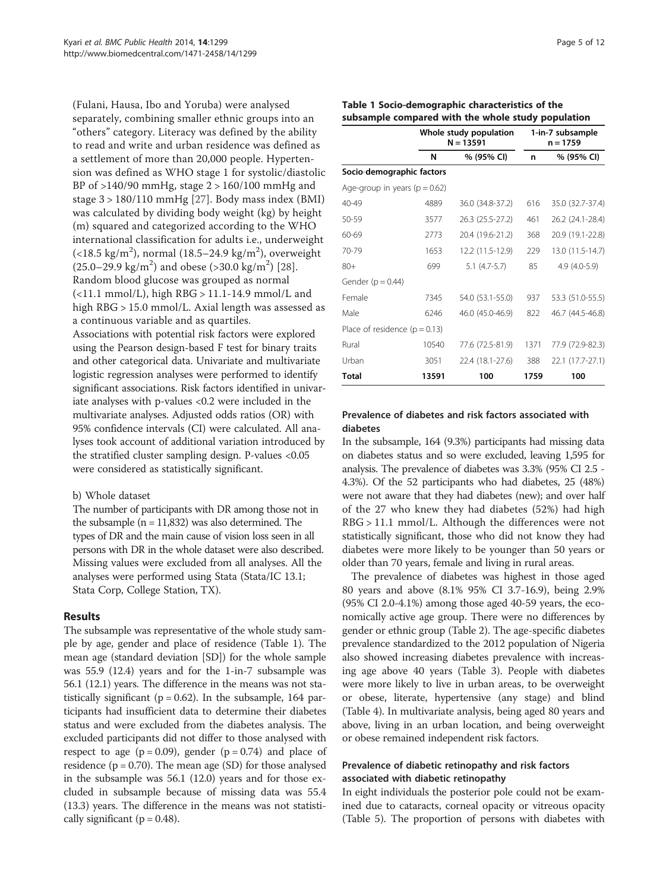(Fulani, Hausa, Ibo and Yoruba) were analysed separately, combining smaller ethnic groups into an "others" category. Literacy was defined by the ability to read and write and urban residence was defined as a settlement of more than 20,000 people. Hypertension was defined as WHO stage 1 for systolic/diastolic BP of >140/90 mmHg, stage 2 > 160/100 mmHg and stage 3 > 180/110 mmHg [27]. Body mass index (BMI) was calculated by dividing body weight (kg) by height (m) squared and categorized according to the WHO international classification for adults i.e., underweight (<18.5 kg/m$^2$), normal (18.5–24.9 kg/m$^2$), overweight (25.0–29.9 kg/m$^2$) and obese (>30.0 kg/m$^2$) [28]. Random blood glucose was grouped as normal (<11.1 mmol/L), high RBG > 11.1-14.9 mmol/L and high RBG > 15.0 mmol/L. Axial length was assessed as a continuous variable and as quartiles.

Associations with potential risk factors were explored using the Pearson design-based F test for binary traits and other categorical data. Univariate and multivariate logistic regression analyses were performed to identify significant associations. Risk factors identified in univariate analyses with p-values <0.2 were included in the multivariate analyses. Adjusted odds ratios (OR) with 95% confidence intervals (CI) were calculated. All analyses took account of additional variation introduced by the stratified cluster sampling design. P-values <0.05 were considered as statistically significant.

b) Whole dataset

The number of participants with DR among those not in the subsample (n = 11,832) was also determined. The types of DR and the main cause of vision loss seen in all persons with DR in the whole dataset were also described. Missing values were excluded from all analyses. All the analyses were performed using Stata (Stata/IC 13.1; Stata Corp, College Station, TX).

## Results

The subsample was representative of the whole study sample by age, gender and place of residence (Table 1). The mean age (standard deviation [SD]) for the whole sample was 55.9 (12.4) years and for the 1-in-7 subsample was 56.1 (12.1) years. The difference in the means was not statistically significant (p = 0.62). In the subsample, 164 participants had insufficient data to determine their diabetes status and were excluded from the diabetes analysis. The excluded participants did not differ to those analysed with respect to age (p = 0.09), gender (p = 0.74) and place of residence (p = 0.70). The mean age (SD) for those analysed in the subsample was 56.1 (12.0) years and for those excluded in subsample because of missing data was 55.4 (13.3) years. The difference in the means was not statistically significant (p = 0.48).

**Table 1 Socio-demographic characteristics of the subsample compared with the whole study population**

| | Whole study population N = 13591 | | 1-in-7 subsample n = 1759 | |
|---|---|---|---|---|
| | **N** | **% (95% CI)** | **n** | **% (95% CI)** |
| **Socio-demographic factors** | | | | |
| Age-group in years (p = 0.62) | | | | |
| 40-49 | 4889 | 36.0 (34.8-37.2) | 616 | 35.0 (32.7-37.4) |
| 50-59 | 3577 | 26.3 (25.5-27.2) | 461 | 26.2 (24.1-28.4) |
| 60-69 | 2773 | 20.4 (19.6-21.2) | 368 | 20.9 (19.1-22.8) |
| 70-79 | 1653 | 12.2 (11.5-12.9) | 229 | 13.0 (11.5-14.7) |
| 80+ | 699 | 5.1 (4.7-5.7) | 85 | 4.9 (4.0-5.9) |
| Gender (p = 0.44) | | | | |
| Female | 7345 | 54.0 (53.1-55.0) | 937 | 53.3 (51.0-55.5) |
| Male | 6246 | 46.0 (45.0-46.9) | 822 | 46.7 (44.5-46.8) |
| Place of residence (p = 0.13) | | | | |
| Rural | 10540 | 77.6 (72.5-81.9) | 1371 | 77.9 (72.9-82.3) |
| Urban | 3051 | 22.4 (18.1-27.6) | 388 | 22.1 (17.7-27.1) |
| **Total** | **13591** | **100** | **1759** | **100** |

### Prevalence of diabetes and risk factors associated with diabetes

In the subsample, 164 (9.3%) participants had missing data on diabetes status and so were excluded, leaving 1,595 for analysis. The prevalence of diabetes was 3.3% (95% CI 2.5 - 4.3%). Of the 52 participants who had diabetes, 25 (48%) were not aware that they had diabetes (new); and over half of the 27 who knew they had diabetes (52%) had high RBG > 11.1 mmol/L. Although the differences were not statistically significant, those who did not know they had diabetes were more likely to be younger than 50 years or older than 70 years, female and living in rural areas.

The prevalence of diabetes was highest in those aged 80 years and above (8.1% 95% CI 3.7-16.9), being 2.9% (95% CI 2.0-4.1%) among those aged 40-59 years, the economically active age group. There were no differences by gender or ethnic group (Table 2). The age-specific diabetes prevalence standardized to the 2012 population of Nigeria also showed increasing diabetes prevalence with increasing age above 40 years (Table 3). People with diabetes were more likely to live in urban areas, to be overweight or obese, literate, hypertensive (any stage) and blind (Table 4). In multivariate analysis, being aged 80 years and above, living in an urban location, and being overweight or obese remained independent risk factors.

### Prevalence of diabetic retinopathy and risk factors associated with diabetic retinopathy

In eight individuals the posterior pole could not be examined due to cataracts, corneal opacity or vitreous opacity (Table 5). The proportion of persons with diabetes with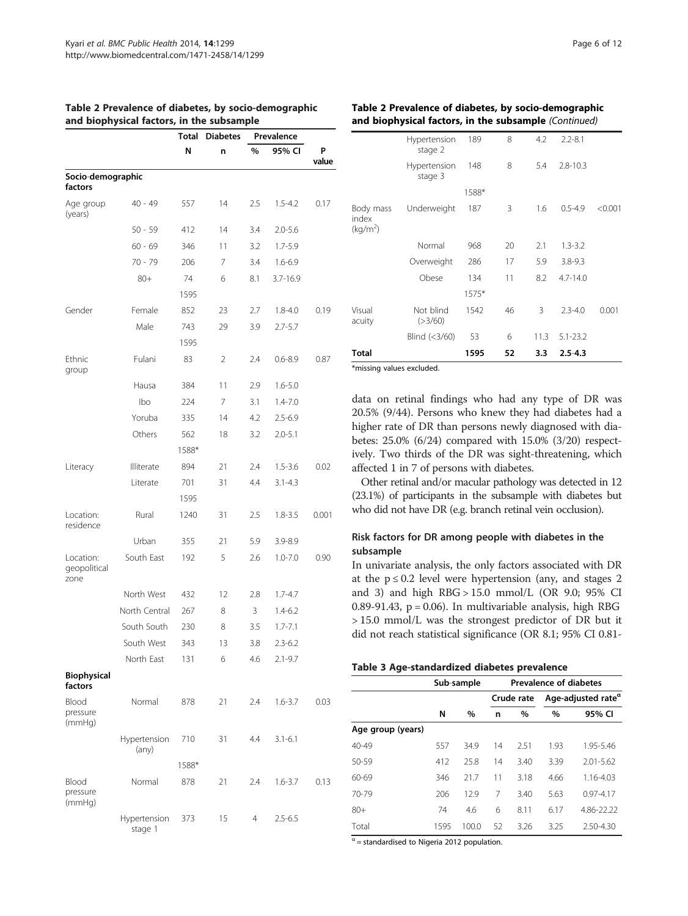**Table 2 Prevalence of diabetes, by socio-demographic and biophysical factors, in the subsample**

| | | Total | Diabetes | Prevalence | | |
|---|---|---|---|---|---|---|
| | | N | n | % | 95% CI | P value |
| **Socio-demographic factors** | | | | | | |
| Age group (years) | 40 - 49 | 557 | 14 | 2.5 | 1.5-4.2 | 0.17 |
| | 50 - 59 | 412 | 14 | 3.4 | 2.0-5.6 | |
| | 60 - 69 | 346 | 11 | 3.2 | 1.7-5.9 | |
| | 70 - 79 | 206 | 7 | 3.4 | 1.6-6.9 | |
| | 80+ | 74 | 6 | 8.1 | 3.7-16.9 | |
| | | 1595 | | | | |
| Gender | Female | 852 | 23 | 2.7 | 1.8-4.0 | 0.19 |
| | Male | 743 | 29 | 3.9 | 2.7-5.7 | |
| | | 1595 | | | | |
| Ethnic group | Fulani | 83 | 2 | 2.4 | 0.6-8.9 | 0.87 |
| | Hausa | 384 | 11 | 2.9 | 1.6-5.0 | |
| | Ibo | 224 | 7 | 3.1 | 1.4-7.0 | |
| | Yoruba | 335 | 14 | 4.2 | 2.5-6.9 | |
| | Others | 562 | 18 | 3.2 | 2.0-5.1 | |
| | | 1588* | | | | |
| Literacy | Illiterate | 894 | 21 | 2.4 | 1.5-3.6 | 0.02 |
| | Literate | 701 | 31 | 4.4 | 3.1-4.3 | |
| | | 1595 | | | | |
| Location: residence | Rural | 1240 | 31 | 2.5 | 1.8-3.5 | 0.001 |
| | Urban | 355 | 21 | 5.9 | 3.9-8.9 | |
| Location: geopolitical zone | South East | 192 | 5 | 2.6 | 1.0-7.0 | 0.90 |
| | North West | 432 | 12 | 2.8 | 1.7-4.7 | |
| | North Central | 267 | 8 | 3 | 1.4-6.2 | |
| | South South | 230 | 8 | 3.5 | 1.7-7.1 | |
| | South West | 343 | 13 | 3.8 | 2.3-6.2 | |
| | North East | 131 | 6 | 4.6 | 2.1-9.7 | |
| **Biophysical factors** | | | | | | |
| Blood pressure (mmHg) | Normal | 878 | 21 | 2.4 | 1.6-3.7 | 0.03 |
| | Hypertension (any) | 710 | 31 | 4.4 | 3.1-6.1 | |
| | | 1588* | | | | |
| Blood pressure (mmHg) | Normal | 878 | 21 | 2.4 | 1.6-3.7 | 0.13 |
| | Hypertension stage 1 | 373 | 15 | 4 | 2.5-6.5 | |
| | Hypertension stage 2 | 189 | 8 | 4.2 | 2.2-8.1 | |
| | Hypertension stage 3 | 148 | 8 | 5.4 | 2.8-10.3 | |
| | | 1588* | | | | |
| Body mass index (kg/m²) | Underweight | 187 | 3 | 1.6 | 0.5-4.9 | <0.001 |
| | Normal | 968 | 20 | 2.1 | 1.3-3.2 | |
| | Overweight | 286 | 17 | 5.9 | 3.8-9.3 | |
| | Obese | 134 | 11 | 8.2 | 4.7-14.0 | |
| | | 1575* | | | | |
| Visual acuity | Not blind (>3/60) | 1542 | 46 | 3 | 2.3-4.0 | 0.001 |
| | Blind (<3/60) | 53 | 6 | 11.3 | 5.1-23.2 | |
| **Total** | | **1595** | **52** | **3.3** | **2.5-4.3** | |

*missing values excluded.

data on retinal findings who had any type of DR was 20.5% (9/44). Persons who knew they had diabetes had a higher rate of DR than persons newly diagnosed with diabetes: 25.0% (6/24) compared with 15.0% (3/20) respectively. Two thirds of the DR was sight-threatening, which affected 1 in 7 of persons with diabetes.

Other retinal and/or macular pathology was detected in 12 (23.1%) of participants in the subsample with diabetes but who did not have DR (e.g. branch retinal vein occlusion).

### Risk factors for DR among people with diabetes in the subsample

In univariate analysis, the only factors associated with DR at the $p \leq 0.2$ level were hypertension (any, and stages 2 and 3) and high RBG > 15.0 mmol/L (OR 9.0; 95% CI 0.89-91.43, $p = 0.06$). In multivariable analysis, high RBG > 15.0 mmol/L was the strongest predictor of DR but it did not reach statistical significance (OR 8.1; 95% CI 0.81-

**Table 3 Age-standardized diabetes prevalence**

| | Sub-sample | | Prevalence of diabetes | | | |
|---|---|---|---|---|---|---|
| | | | Crude rate | | Age-adjusted rate[α] | |
| | N | % | n | % | % | 95% CI |
| **Age group (years)** | | | | | | |
| 40-49 | 557 | 34.9 | 14 | 2.51 | 1.93 | 1.95-5.46 |
| 50-59 | 412 | 25.8 | 14 | 3.40 | 3.39 | 2.01-5.62 |
| 60-69 | 346 | 21.7 | 11 | 3.18 | 4.66 | 1.16-4.03 |
| 70-79 | 206 | 12.9 | 7 | 3.40 | 5.63 | 0.97-4.17 |
| 80+ | 74 | 4.6 | 6 | 8.11 | 6.17 | 4.86-22.22 |
| Total | 1595 | 100.0 | 52 | 3.26 | 3.25 | 2.50-4.30 |

[α] = standardised to Nigeria 2012 population.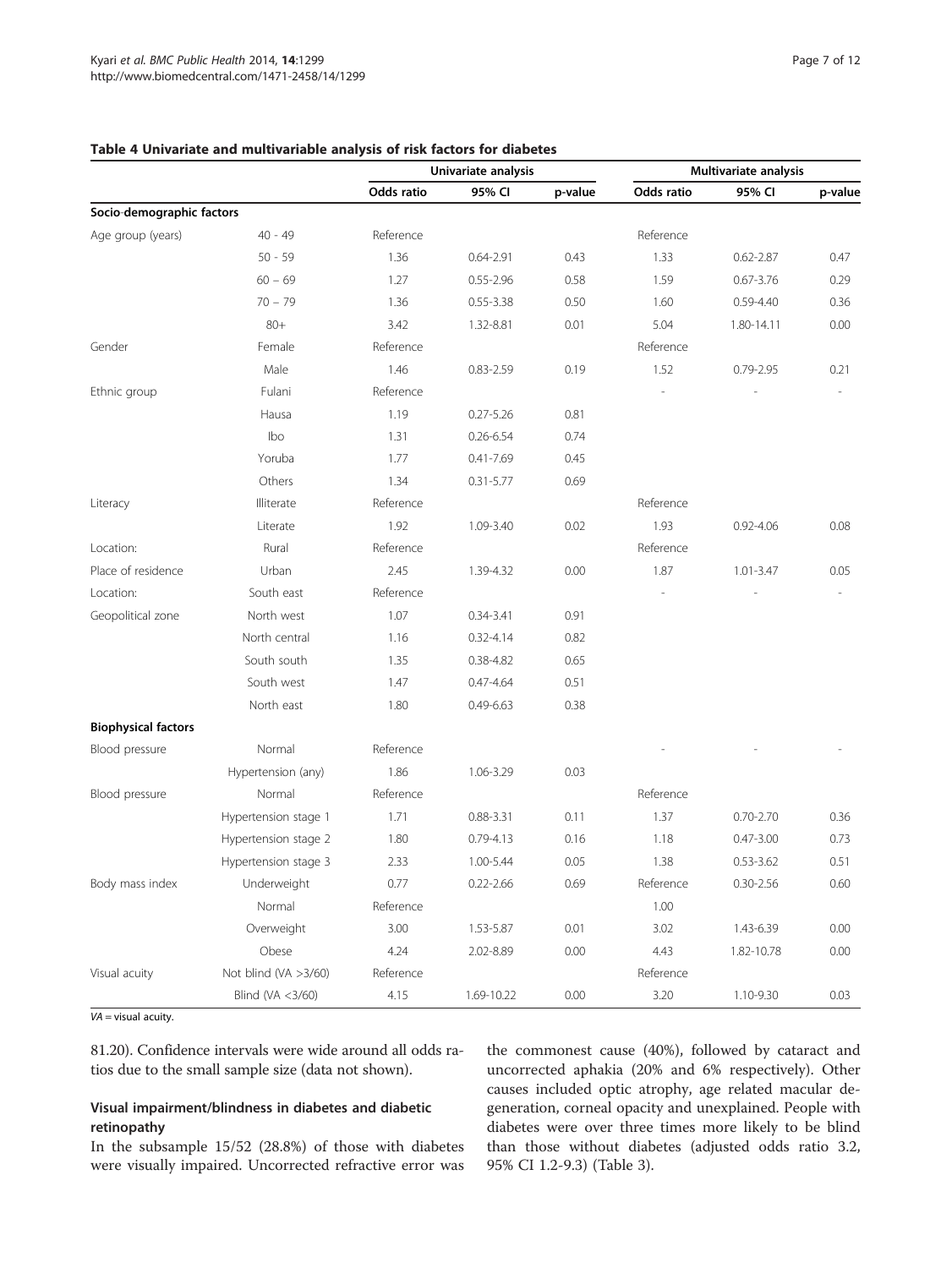**Table 4 Univariate and multivariable analysis of risk factors for diabetes**

| | | Univariate analysis | | | Multivariate analysis | | |
|---|---|---|---|---|---|---|---|
| | | Odds ratio | 95% CI | p-value | Odds ratio | 95% CI | p-value |
| **Socio-demographic factors** | | | | | | | |
| Age group (years) | 40 - 49 | Reference | | | Reference | | |
| | 50 - 59 | 1.36 | 0.64-2.91 | 0.43 | 1.33 | 0.62-2.87 | 0.47 |
| | 60 – 69 | 1.27 | 0.55-2.96 | 0.58 | 1.59 | 0.67-3.76 | 0.29 |
| | 70 – 79 | 1.36 | 0.55-3.38 | 0.50 | 1.60 | 0.59-4.40 | 0.36 |
| | 80+ | 3.42 | 1.32-8.81 | 0.01 | 5.04 | 1.80-14.11 | 0.00 |
| Gender | Female | Reference | | | Reference | | |
| | Male | 1.46 | 0.83-2.59 | 0.19 | 1.52 | 0.79-2.95 | 0.21 |
| Ethnic group | Fulani | Reference | | | - | - | - |
| | Hausa | 1.19 | 0.27-5.26 | 0.81 | | | |
| | Ibo | 1.31 | 0.26-6.54 | 0.74 | | | |
| | Yoruba | 1.77 | 0.41-7.69 | 0.45 | | | |
| | Others | 1.34 | 0.31-5.77 | 0.69 | | | |
| Literacy | Illiterate | Reference | | | Reference | | |
| | Literate | 1.92 | 1.09-3.40 | 0.02 | 1.93 | 0.92-4.06 | 0.08 |
| Location: | Rural | Reference | | | Reference | | |
| Place of residence | Urban | 2.45 | 1.39-4.32 | 0.00 | 1.87 | 1.01-3.47 | 0.05 |
| Location: | South east | Reference | | | - | - | - |
| Geopolitical zone | North west | 1.07 | 0.34-3.41 | 0.91 | | | |
| | North central | 1.16 | 0.32-4.14 | 0.82 | | | |
| | South south | 1.35 | 0.38-4.82 | 0.65 | | | |
| | South west | 1.47 | 0.47-4.64 | 0.51 | | | |
| | North east | 1.80 | 0.49-6.63 | 0.38 | | | |
| **Biophysical factors** | | | | | | | |
| Blood pressure | Normal | Reference | | | - | - | - |
| | Hypertension (any) | 1.86 | 1.06-3.29 | 0.03 | | | |
| Blood pressure | Normal | Reference | | | Reference | | |
| | Hypertension stage 1 | 1.71 | 0.88-3.31 | 0.11 | 1.37 | 0.70-2.70 | 0.36 |
| | Hypertension stage 2 | 1.80 | 0.79-4.13 | 0.16 | 1.18 | 0.47-3.00 | 0.73 |
| | Hypertension stage 3 | 2.33 | 1.00-5.44 | 0.05 | 1.38 | 0.53-3.62 | 0.51 |
| Body mass index | Underweight | 0.77 | 0.22-2.66 | 0.69 | Reference | 0.30-2.56 | 0.60 |
| | Normal | Reference | | | 1.00 | | |
| | Overweight | 3.00 | 1.53-5.87 | 0.01 | 3.02 | 1.43-6.39 | 0.00 |
| | Obese | 4.24 | 2.02-8.89 | 0.00 | 4.43 | 1.82-10.78 | 0.00 |
| Visual acuity | Not blind (VA >3/60) | Reference | | | Reference | | |
| | Blind (VA <3/60) | 4.15 | 1.69-10.22 | 0.00 | 3.20 | 1.10-9.30 | 0.03 |

VA = visual acuity.

81.20). Confidence intervals were wide around all odds ratios due to the small sample size (data not shown).

### Visual impairment/blindness in diabetes and diabetic retinopathy

In the subsample 15/52 (28.8%) of those with diabetes were visually impaired. Uncorrected refractive error was the commonest cause (40%), followed by cataract and uncorrected aphakia (20% and 6% respectively). Other causes included optic atrophy, age related macular degeneration, corneal opacity and unexplained. People with diabetes were over three times more likely to be blind than those without diabetes (adjusted odds ratio 3.2, 95% CI 1.2-9.3) (Table 3).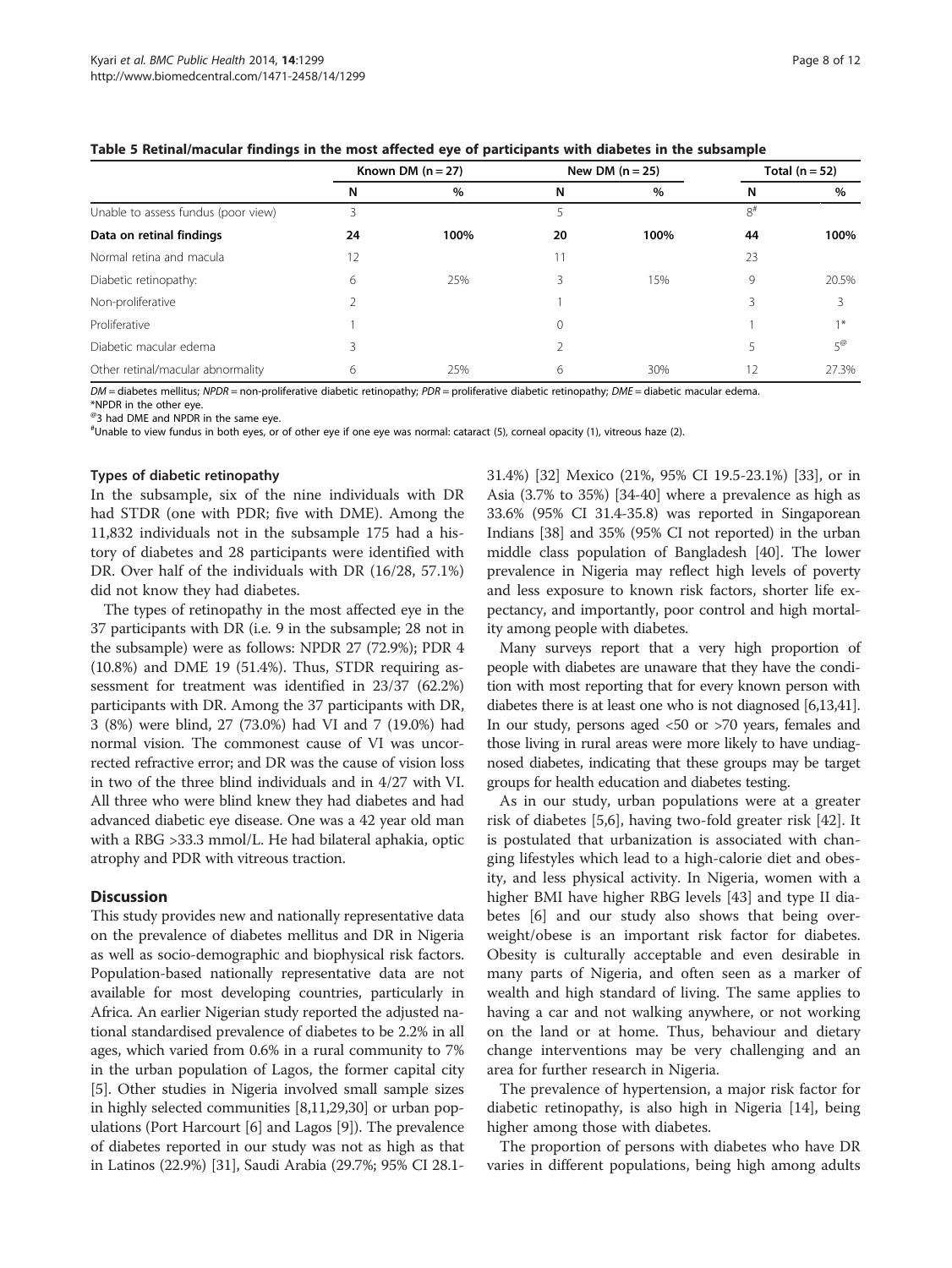**Table 5 Retinal/macular findings in the most affected eye of participants with diabetes in the subsample**

| | Known DM (n = 27) | | New DM (n = 25) | | Total (n = 52) | |
|---|---|---|---|---|---|---|
| | N | % | N | % | N | % |
| Unable to assess fundus (poor view) | 3 | | 5 | | 8[#] | |
| **Data on retinal findings** | **24** | **100%** | **20** | **100%** | **44** | **100%** |
| Normal retina and macula | 12 | | 11 | | 23 | |
| Diabetic retinopathy: | 6 | 25% | 3 | 15% | 9 | 20.5% |
| Non-proliferative | 2 | | 1 | | 3 | 3 |
| Proliferative | 1 | | 0 | | 1 | 1* |
| Diabetic macular edema | 3 | | 2 | | 5 | 5[@] |
| Other retinal/macular abnormality | 6 | 25% | 6 | 30% | 12 | 27.3% |

*DM* = diabetes mellitus; *NPDR* = non-proliferative diabetic retinopathy; *PDR* = proliferative diabetic retinopathy; *DME* = diabetic macular edema.
*NPDR in the other eye.
[@]3 had DME and NPDR in the same eye.
[#]Unable to view fundus in both eyes, or of other eye if one eye was normal: cataract (5), corneal opacity (1), vitreous haze (2).

#### Types of diabetic retinopathy

In the subsample, six of the nine individuals with DR had STDR (one with PDR; five with DME). Among the 11,832 individuals not in the subsample 175 had a history of diabetes and 28 participants were identified with DR. Over half of the individuals with DR (16/28, 57.1%) did not know they had diabetes.

The types of retinopathy in the most affected eye in the 37 participants with DR (i.e. 9 in the subsample; 28 not in the subsample) were as follows: NPDR 27 (72.9%); PDR 4 (10.8%) and DME 19 (51.4%). Thus, STDR requiring assessment for treatment was identified in 23/37 (62.2%) participants with DR. Among the 37 participants with DR, 3 (8%) were blind, 27 (73.0%) had VI and 7 (19.0%) had normal vision. The commonest cause of VI was uncorrected refractive error; and DR was the cause of vision loss in two of the three blind individuals and in 4/27 with VI. All three who were blind knew they had diabetes and had advanced diabetic eye disease. One was a 42 year old man with a RBG >33.3 mmol/L. He had bilateral aphakia, optic atrophy and PDR with vitreous traction.

## Discussion

This study provides new and nationally representative data on the prevalence of diabetes mellitus and DR in Nigeria as well as socio-demographic and biophysical risk factors. Population-based nationally representative data are not available for most developing countries, particularly in Africa. An earlier Nigerian study reported the adjusted national standardised prevalence of diabetes to be 2.2% in all ages, which varied from 0.6% in a rural community to 7% in the urban population of Lagos, the former capital city [5]. Other studies in Nigeria involved small sample sizes in highly selected communities [8,11,29,30] or urban populations (Port Harcourt [6] and Lagos [9]). The prevalence of diabetes reported in our study was not as high as that in Latinos (22.9%) [31], Saudi Arabia (29.7%; 95% CI 28.1-31.4%) [32] Mexico (21%, 95% CI 19.5-23.1%) [33], or in Asia (3.7% to 35%) [34-40] where a prevalence as high as 33.6% (95% CI 31.4-35.8) was reported in Singaporean Indians [38] and 35% (95% CI not reported) in the urban middle class population of Bangladesh [40]. The lower prevalence in Nigeria may reflect high levels of poverty and less exposure to known risk factors, shorter life expectancy, and importantly, poor control and high mortality among people with diabetes.

Many surveys report that a very high proportion of people with diabetes are unaware that they have the condition with most reporting that for every known person with diabetes there is at least one who is not diagnosed [6,13,41]. In our study, persons aged <50 or >70 years, females and those living in rural areas were more likely to have undiagnosed diabetes, indicating that these groups may be target groups for health education and diabetes testing.

As in our study, urban populations were at a greater risk of diabetes [5,6], having two-fold greater risk [42]. It is postulated that urbanization is associated with changing lifestyles which lead to a high-calorie diet and obesity, and less physical activity. In Nigeria, women with a higher BMI have higher RBG levels [43] and type II diabetes [6] and our study also shows that being overweight/obese is an important risk factor for diabetes. Obesity is culturally acceptable and even desirable in many parts of Nigeria, and often seen as a marker of wealth and high standard of living. The same applies to having a car and not walking anywhere, or not working on the land or at home. Thus, behaviour and dietary change interventions may be very challenging and an area for further research in Nigeria.

The prevalence of hypertension, a major risk factor for diabetic retinopathy, is also high in Nigeria [14], being higher among those with diabetes.

The proportion of persons with diabetes who have DR varies in different populations, being high among adults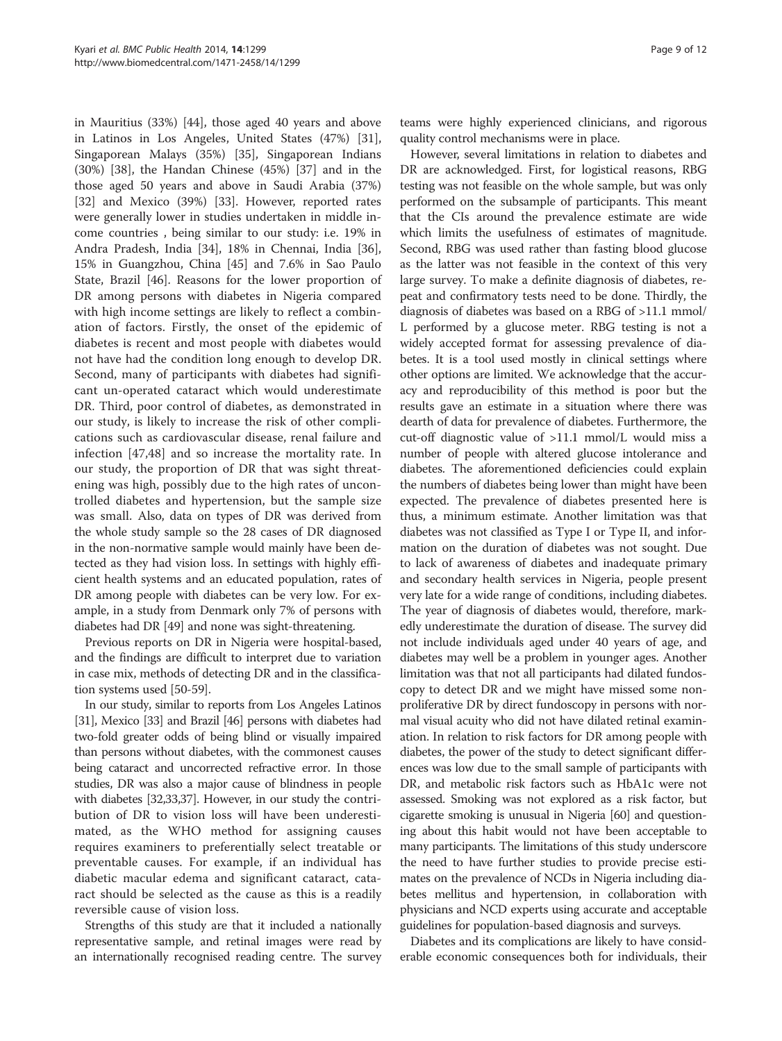in Mauritius (33%) [44], those aged 40 years and above in Latinos in Los Angeles, United States (47%) [31], Singaporean Malays (35%) [35], Singaporean Indians (30%) [38], the Handan Chinese (45%) [37] and in the those aged 50 years and above in Saudi Arabia (37%) [32] and Mexico (39%) [33]. However, reported rates were generally lower in studies undertaken in middle income countries , being similar to our study: i.e. 19% in Andra Pradesh, India [34], 18% in Chennai, India [36], 15% in Guangzhou, China [45] and 7.6% in Sao Paulo State, Brazil [46]. Reasons for the lower proportion of DR among persons with diabetes in Nigeria compared with high income settings are likely to reflect a combination of factors. Firstly, the onset of the epidemic of diabetes is recent and most people with diabetes would not have had the condition long enough to develop DR. Second, many of participants with diabetes had significant un-operated cataract which would underestimate DR. Third, poor control of diabetes, as demonstrated in our study, is likely to increase the risk of other complications such as cardiovascular disease, renal failure and infection [47,48] and so increase the mortality rate. In our study, the proportion of DR that was sight threatening was high, possibly due to the high rates of uncontrolled diabetes and hypertension, but the sample size was small. Also, data on types of DR was derived from the whole study sample so the 28 cases of DR diagnosed in the non-normative sample would mainly have been detected as they had vision loss. In settings with highly efficient health systems and an educated population, rates of DR among people with diabetes can be very low. For example, in a study from Denmark only 7% of persons with diabetes had DR [49] and none was sight-threatening.

Previous reports on DR in Nigeria were hospital-based, and the findings are difficult to interpret due to variation in case mix, methods of detecting DR and in the classification systems used [50-59].

In our study, similar to reports from Los Angeles Latinos [31], Mexico [33] and Brazil [46] persons with diabetes had two-fold greater odds of being blind or visually impaired than persons without diabetes, with the commonest causes being cataract and uncorrected refractive error. In those studies, DR was also a major cause of blindness in people with diabetes [32,33,37]. However, in our study the contribution of DR to vision loss will have been underestimated, as the WHO method for assigning causes requires examiners to preferentially select treatable or preventable causes. For example, if an individual has diabetic macular edema and significant cataract, cataract should be selected as the cause as this is a readily reversible cause of vision loss.

Strengths of this study are that it included a nationally representative sample, and retinal images were read by an internationally recognised reading centre. The survey teams were highly experienced clinicians, and rigorous quality control mechanisms were in place.

However, several limitations in relation to diabetes and DR are acknowledged. First, for logistical reasons, RBG testing was not feasible on the whole sample, but was only performed on the subsample of participants. This meant that the CIs around the prevalence estimate are wide which limits the usefulness of estimates of magnitude. Second, RBG was used rather than fasting blood glucose as the latter was not feasible in the context of this very large survey. To make a definite diagnosis of diabetes, repeat and confirmatory tests need to be done. Thirdly, the diagnosis of diabetes was based on a RBG of >11.1 mmol/L performed by a glucose meter. RBG testing is not a widely accepted format for assessing prevalence of diabetes. It is a tool used mostly in clinical settings where other options are limited. We acknowledge that the accuracy and reproducibility of this method is poor but the results gave an estimate in a situation where there was dearth of data for prevalence of diabetes. Furthermore, the cut-off diagnostic value of >11.1 mmol/L would miss a number of people with altered glucose intolerance and diabetes. The aforementioned deficiencies could explain the numbers of diabetes being lower than might have been expected. The prevalence of diabetes presented here is thus, a minimum estimate. Another limitation was that diabetes was not classified as Type I or Type II, and information on the duration of diabetes was not sought. Due to lack of awareness of diabetes and inadequate primary and secondary health services in Nigeria, people present very late for a wide range of conditions, including diabetes. The year of diagnosis of diabetes would, therefore, markedly underestimate the duration of disease. The survey did not include individuals aged under 40 years of age, and diabetes may well be a problem in younger ages. Another limitation was that not all participants had dilated fundoscopy to detect DR and we might have missed some non-proliferative DR by direct fundoscopy in persons with normal visual acuity who did not have dilated retinal examination. In relation to risk factors for DR among people with diabetes, the power of the study to detect significant differences was low due to the small sample of participants with DR, and metabolic risk factors such as HbA1c were not assessed. Smoking was not explored as a risk factor, but cigarette smoking is unusual in Nigeria [60] and questioning about this habit would not have been acceptable to many participants. The limitations of this study underscore the need to have further studies to provide precise estimates on the prevalence of NCDs in Nigeria including diabetes mellitus and hypertension, in collaboration with physicians and NCD experts using accurate and acceptable guidelines for population-based diagnosis and surveys.

Diabetes and its complications are likely to have considerable economic consequences both for individuals, their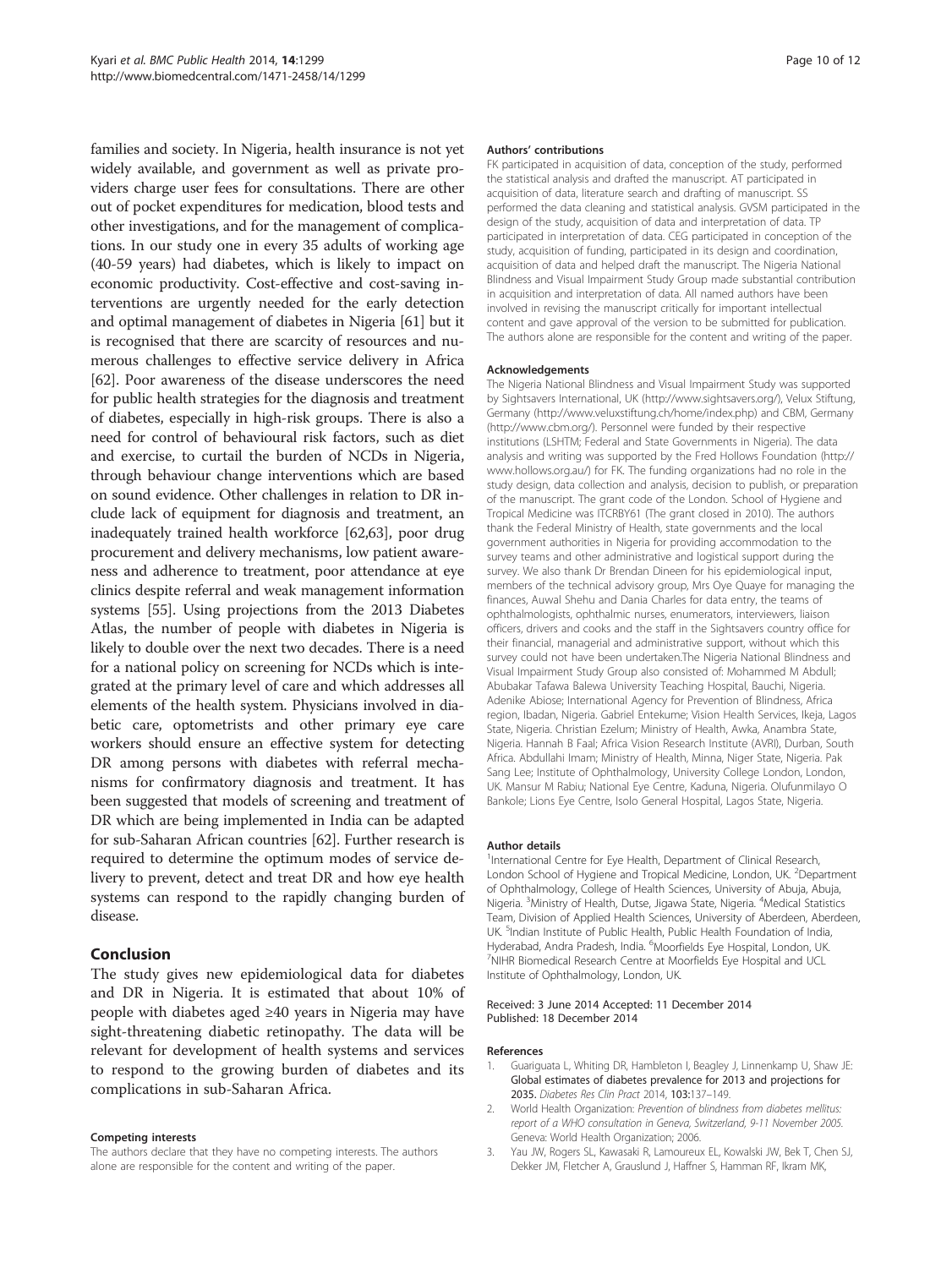families and society. In Nigeria, health insurance is not yet widely available, and government as well as private providers charge user fees for consultations. There are other out of pocket expenditures for medication, blood tests and other investigations, and for the management of complications. In our study one in every 35 adults of working age (40-59 years) had diabetes, which is likely to impact on economic productivity. Cost-effective and cost-saving interventions are urgently needed for the early detection and optimal management of diabetes in Nigeria [61] but it is recognised that there are scarcity of resources and numerous challenges to effective service delivery in Africa [62]. Poor awareness of the disease underscores the need for public health strategies for the diagnosis and treatment of diabetes, especially in high-risk groups. There is also a need for control of behavioural risk factors, such as diet and exercise, to curtail the burden of NCDs in Nigeria, through behaviour change interventions which are based on sound evidence. Other challenges in relation to DR include lack of equipment for diagnosis and treatment, an inadequately trained health workforce [62,63], poor drug procurement and delivery mechanisms, low patient awareness and adherence to treatment, poor attendance at eye clinics despite referral and weak management information systems [55]. Using projections from the 2013 Diabetes Atlas, the number of people with diabetes in Nigeria is likely to double over the next two decades. There is a need for a national policy on screening for NCDs which is integrated at the primary level of care and which addresses all elements of the health system. Physicians involved in diabetic care, optometrists and other primary eye care workers should ensure an effective system for detecting DR among persons with diabetes with referral mechanisms for confirmatory diagnosis and treatment. It has been suggested that models of screening and treatment of DR which are being implemented in India can be adapted for sub-Saharan African countries [62]. Further research is required to determine the optimum modes of service delivery to prevent, detect and treat DR and how eye health systems can respond to the rapidly changing burden of disease.

## Conclusion

The study gives new epidemiological data for diabetes and DR in Nigeria. It is estimated that about 10% of people with diabetes aged ≥40 years in Nigeria may have sight-threatening diabetic retinopathy. The data will be relevant for development of health systems and services to respond to the growing burden of diabetes and its complications in sub-Saharan Africa.

#### Competing interests

The authors declare that they have no competing interests. The authors alone are responsible for the content and writing of the paper.

#### Authors' contributions

FK participated in acquisition of data, conception of the study, performed the statistical analysis and drafted the manuscript. AT participated in acquisition of data, literature search and drafting of manuscript. SS performed the data cleaning and statistical analysis. GVSM participated in the design of the study, acquisition of data and interpretation of data. TP participated in interpretation of data. CEG participated in conception of the study, acquisition of funding, participated in its design and coordination, acquisition of data and helped draft the manuscript. The Nigeria National Blindness and Visual Impairment Study Group made substantial contribution in acquisition and interpretation of data. All named authors have been involved in revising the manuscript critically for important intellectual content and gave approval of the version to be submitted for publication. The authors alone are responsible for the content and writing of the paper.

#### Acknowledgements

The Nigeria National Blindness and Visual Impairment Study was supported by Sightsavers International, UK (http://www.sightsavers.org/), Velux Stiftung, Germany (http://www.veluxstiftung.ch/home/index.php) and CBM, Germany (http://www.cbm.org/). Personnel were funded by their respective institutions (LSHTM; Federal and State Governments in Nigeria). The data analysis and writing was supported by the Fred Hollows Foundation (http://www.hollows.org.au/) for FK. The funding organizations had no role in the study design, data collection and analysis, decision to publish, or preparation of the manuscript. The grant code of the London. School of Hygiene and Tropical Medicine was ITCRBY61 (The grant closed in 2010). The authors thank the Federal Ministry of Health, state governments and the local government authorities in Nigeria for providing accommodation to the survey teams and other administrative and logistical support during the survey. We also thank Dr Brendan Dineen for his epidemiological input, members of the technical advisory group, Mrs Oye Quaye for managing the finances, Auwal Shehu and Dania Charles for data entry, the teams of ophthalmologists, ophthalmic nurses, enumerators, interviewers, liaison officers, drivers and cooks and the staff in the Sightsavers country office for their financial, managerial and administrative support, without which this survey could not have been undertaken.The Nigeria National Blindness and Visual Impairment Study Group also consisted of: Mohammed M Abdull; Abubakar Tafawa Balewa University Teaching Hospital, Bauchi, Nigeria. Adenike Abiose; International Agency for Prevention of Blindness, Africa region, Ibadan, Nigeria. Gabriel Entekume; Vision Health Services, Ikeja, Lagos State, Nigeria. Christian Ezelum; Ministry of Health, Awka, Anambra State, Nigeria. Hannah B Faal; Africa Vision Research Institute (AVRI), Durban, South Africa. Abdullahi Imam; Ministry of Health, Minna, Niger State, Nigeria. Pak Sang Lee; Institute of Ophthalmology, University College London, London, UK. Mansur M Rabiu; National Eye Centre, Kaduna, Nigeria. Olufunmilayo O Bankole; Lions Eye Centre, Isolo General Hospital, Lagos State, Nigeria.

#### Author details

[1]International Centre for Eye Health, Department of Clinical Research, London School of Hygiene and Tropical Medicine, London, UK. [2]Department of Ophthalmology, College of Health Sciences, University of Abuja, Abuja, Nigeria. [3]Ministry of Health, Dutse, Jigawa State, Nigeria. [4]Medical Statistics Team, Division of Applied Health Sciences, University of Aberdeen, Aberdeen, UK. [5]Indian Institute of Public Health, Public Health Foundation of India, Hyderabad, Andra Pradesh, India. [6]Moorfields Eye Hospital, London, UK. [7]NIHR Biomedical Research Centre at Moorfields Eye Hospital and UCL Institute of Ophthalmology, London, UK.

Received: 3 June 2014 Accepted: 11 December 2014
Published: 18 December 2014

#### References

1. Guariguata L, Whiting DR, Hambleton I, Beagley J, Linnenkamp U, Shaw JE: **Global estimates of diabetes prevalence for 2013 and projections for 2035.** *Diabetes Res Clin Pract* 2014, **103:**137–149.
2. World Health Organization: *Prevention of blindness from diabetes mellitus: report of a WHO consultation in Geneva, Switzerland, 9-11 November 2005.* Geneva: World Health Organization; 2006.
3. Yau JW, Rogers SL, Kawasaki R, Lamoureux EL, Kowalski JW, Bek T, Chen SJ, Dekker JM, Fletcher A, Grauslund J, Haffner S, Hamman RF, Ikram MK,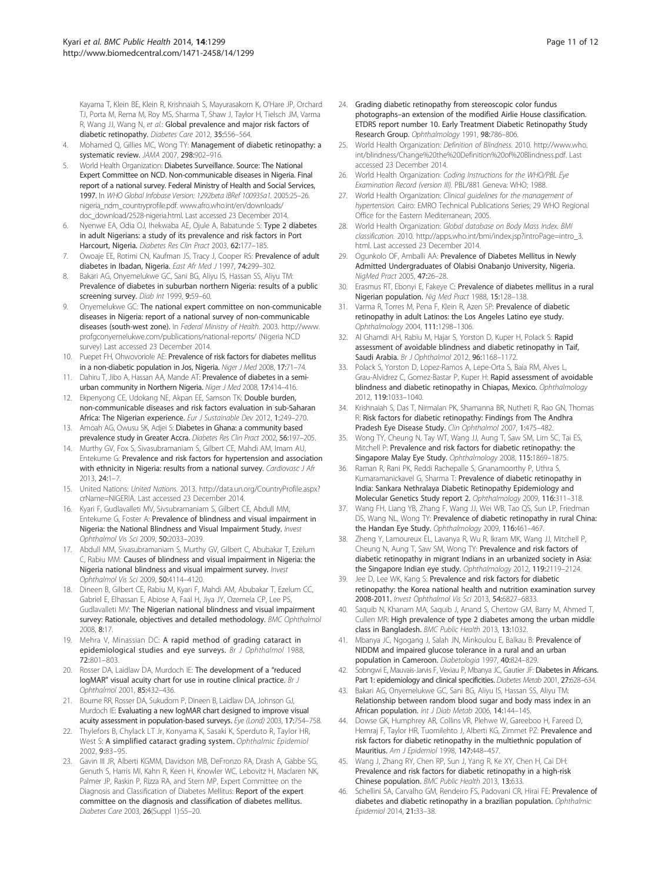Kayama T, Klein BE, Klein R, Krishnaiah S, Mayurasakorn K, O'Hare JP, Orchard TJ, Porta M, Rema M, Roy MS, Sharma T, Shaw J, Taylor H, Tielsch JM, Varma R, Wang JJ, Wang N, *et al.*: **Global prevalence and major risk factors of diabetic retinopathy.** *Diabetes Care* 2012, **35:**556–564.

4. Mohamed Q, Gillies MC, Wong TY: **Management of diabetic retinopathy: a systematic review.** *JAMA* 2007, **298:**902–916.
5. World Health Organization: **Diabetes Surveillance. Source: The National Expert Committee on NCD. Non-communicable diseases in Nigeria. Final report of a national survey. Federal Ministry of Health and Social Services, 1997.** In *WHO Global Infobase Version: 1292beta IBRef 100935a1.* 2005:25–26. nigeria_ndm_countryprofile.pdf. www.afro.who.int/en/downloads/doc_download/2528-nigeria.html. Last accessed 23 December 2014.
6. Nyenwe EA, Odia OJ, Ihekwaba AE, Ojule A, Babatunde S: **Type 2 diabetes in adult Nigerians: a study of its prevalence and risk factors in Port Harcourt, Nigeria.** *Diabetes Res Clin Pract* 2003, **62:**177–185.
7. Owoaje EE, Rotimi CN, Kaufman JS, Tracy J, Cooper RS: **Prevalence of adult diabetes in Ibadan, Nigeria.** *East Afr Med J* 1997, **74:**299–302.
8. Bakari AG, Onyemelukwe GC, Sani BG, Aliyu IS, Hassan SS, Aliyu TM: **Prevalence of diabetes in suburban northern Nigeria: results of a public screening survey.** *Diab Int* 1999, **9:**59–60.
9. Onyemelukwe GC: **The national expert committee on non-communicable diseases in Nigeria: report of a national survey of non-communicable diseases (south-west zone).** In *Federal Ministry of Health.* 2003. http://www.profgconyemelukwe.com/publications/national-reports/ (Nigeria NCD survey) Last accessed 23 December 2014.
10. Puepet FH, Ohwovoriole AE: **Prevalence of risk factors for diabetes mellitus in a non-diabetic population in Jos, Nigeria.** *Niger J Med* 2008, **17:**71–74.
11. Dahiru T, Jibo A, Hassan AA, Mande AT: **Prevalence of diabetes in a semi-urban community in Northern Nigeria.** *Niger J Med* 2008, **17:**414–416.
12. Ekpenyong CE, Udokang NE, Akpan EE, Samson TK: **Double burden, non-communicable diseases and risk factors evaluation in sub-Saharan Africa: The Nigerian experience.** *Eur J Sustainable Dev* 2012, **1:**249–270.
13. Amoah AG, Owusu SK, Adjei S: **Diabetes in Ghana: a community based prevalence study in Greater Accra.** *Diabetes Res Clin Pract* 2002, **56:**197–205.
14. Murthy GV, Fox S, Sivasubramaniam S, Gilbert CE, Mahdi AM, Imam AU, Entekume G: **Prevalence and risk factors for hypertension and association with ethnicity in Nigeria: results from a national survey.** *Cardiovasc J Afr* 2013, **24:**1–7.
15. United Nations: *United Nations.* 2013. http://data.un.org/CountryProfile.aspx?crName=NIGERIA. Last accessed 23 December 2014.
16. Kyari F, Gudlavalleti MV, Sivsubramaniam S, Gilbert CE, Abdull MM, Entekume G, Foster A: **Prevalence of blindness and visual impairment in Nigeria: the National Blindness and Visual Impairment Study.** *Invest Ophthalmol Vis Sci* 2009, **50:**2033–2039.
17. Abdull MM, Sivasubramaniam S, Murthy GV, Gilbert C, Abubakar T, Ezelum C, Rabiu MM: **Causes of blindness and visual impairment in Nigeria: the Nigeria national blindness and visual impairment survey.** *Invest Ophthalmol Vis Sci* 2009, **50:**4114–4120.
18. Dineen B, Gilbert CE, Rabiu M, Kyari F, Mahdi AM, Abubakar T, Ezelum CC, Gabriel E, Elhassan E, Abiose A, Faal H, Jiya JY, Ozemela CP, Lee PS, Gudlavalleti MV: **The Nigerian national blindness and visual impairment survey: Rationale, objectives and detailed methodology.** *BMC Ophthalmol* 2008, **8:**17.
19. Mehra V, Minassian DC: **A rapid method of grading cataract in epidemiological studies and eye surveys.** *Br J Ophthalmol* 1988, **72:**801–803.
20. Rosser DA, Laidlaw DA, Murdoch IE: **The development of a "reduced logMAR" visual acuity chart for use in routine clinical practice.** *Br J Ophthalmol* 2001, **85:**432–436.
21. Bourne RR, Rosser DA, Sukudom P, Dineen B, Laidlaw DA, Johnson GJ, Murdoch IE: **Evaluating a new logMAR chart designed to improve visual acuity assessment in population-based surveys.** *Eye (Lond)* 2003, **17:**754–758.
22. Thylefors B, Chylack LT Jr, Konyama K, Sasaki K, Sperduto R, Taylor HR, West S: **A simplified cataract grading system.** *Ophthalmic Epidemiol* 2002, **9:**83–95.
23. Gavin III JR, Alberti KGMM, Davidson MB, DeFronzo RA, Drash A, Gabbe SG, Genuth S, Harris MI, Kahn R, Keen H, Knowler WC, Lebovitz H, Maclaren NK, Palmer JP, Raskin P, Rizza RA, and Stern MP, Expert Committee on the Diagnosis and Classification of Diabetes Mellitus: **Report of the expert committee on the diagnosis and classification of diabetes mellitus.** *Diabetes Care* 2003, **26**(Suppl 1):S5–20.
24. **Grading diabetic retinopathy from stereoscopic color fundus photographs–an extension of the modified Airlie House classification. ETDRS report number 10. Early Treatment Diabetic Retinopathy Study Research Group.** *Ophthalmology* 1991, **98:**786–806.
25. World Health Organization: *Definition of Blindness.* 2010. http://www.who.int/blindness/Change%20the%20Definition%20of%20Blindness.pdf. Last accessed 23 December 2014.
26. World Health Organization: *Coding Instructions for the WHO/PBL Eye Examination Record (version III).* PBL/881 Geneva: WHO; 1988.
27. World Health Organization: *Clinical guidelines for the management of hypertension.* Cairo: EMRO Technical Publications Series; 29 WHO Regional Office for the Eastern Mediterranean; 2005.
28. World Health Organization: *Global database on Body Mass Index. BMI classification.* 2010. http://apps.who.int/bmi/index.jsp?introPage=intro_3.html. Last accessed 23 December 2014.
29. Ogunkolo OF, Amballi AA: **Prevalence of Diabetes Mellitus in Newly Admitted Undergraduates of Olabisi Onabanjo University, Nigeria.** *NigMed Pract* 2005, **47:**26–28.
30. Erasmus RT, Ebonyi E, Fakeye C: **Prevalence of diabetes mellitus in a rural Nigerian population.** *Nig Med Pract* 1988, **15:**128–138.
31. Varma R, Torres M, Pena F, Klein R, Azen SP: **Prevalence of diabetic retinopathy in adult Latinos: the Los Angeles Latino eye study.** *Ophthalmology* 2004, **111:**1298–1306.
32. Al Ghamdi AH, Rabiu M, Hajar S, Yorston D, Kuper H, Polack S: **Rapid assessment of avoidable blindness and diabetic retinopathy in Taif, Saudi Arabia.** *Br J Ophthalmol* 2012, **96:**1168–1172.
33. Polack S, Yorston D, Lopez-Ramos A, Lepe-Orta S, Baia RM, Alves L, Grau-Alvidrez C, Gomez-Bastar P, Kuper H: **Rapid assessment of avoidable blindness and diabetic retinopathy in Chiapas, Mexico.** *Ophthalmology* 2012, **119:**1033–1040.
34. Krishnaiah S, Das T, Nirmalan PK, Shamanna BR, Nutheti R, Rao GN, Thomas R: **Risk factors for diabetic retinopathy: Findings from The Andhra Pradesh Eye Disease Study.** *Clin Ophthalmol* 2007, **1:**475–482.
35. Wong TY, Cheung N, Tay WT, Wang JJ, Aung T, Saw SM, Lim SC, Tai ES, Mitchell P: **Prevalence and risk factors for diabetic retinopathy: the Singapore Malay Eye Study.** *Ophthalmology* 2008, **115:**1869–1875.
36. Raman R, Rani PK, Reddi Rachepalle S, Gnanamoorthy P, Uthra S, Kumaramanickavel G, Sharma T: **Prevalence of diabetic retinopathy in India: Sankara Nethralaya Diabetic Retinopathy Epidemiology and Molecular Genetics Study report 2.** *Ophthalmology* 2009, **116:**311–318.
37. Wang FH, Liang YB, Zhang F, Wang JJ, Wei WB, Tao QS, Sun LP, Friedman DS, Wang NL, Wong TY: **Prevalence of diabetic retinopathy in rural China: the Handan Eye Study.** *Ophthalmology* 2009, **116:**461–467.
38. Zheng Y, Lamoureux EL, Lavanya R, Wu R, Ikram MK, Wang JJ, Mitchell P, Cheung N, Aung T, Saw SM, Wong TY: **Prevalence and risk factors of diabetic retinopathy in migrant Indians in an urbanized society in Asia: the Singapore Indian eye study.** *Ophthalmology* 2012, **119:**2119–2124.
39. Jee D, Lee WK, Kang S: **Prevalence and risk factors for diabetic retinopathy: the Korea national health and nutrition examination survey 2008-2011.** *Invest Ophthalmol Vis Sci* 2013, **54:**6827–6833.
40. Saquib N, Khanam MA, Saquib J, Anand S, Chertow GM, Barry M, Ahmed T, Cullen MR: **High prevalence of type 2 diabetes among the urban middle class in Bangladesh.** *BMC Public Health* 2013, **13:**1032.
41. Mbanya JC, Ngogang J, Salah JN, Minkoulou E, Balkau B: **Prevalence of NIDDM and impaired glucose tolerance in a rural and an urban population in Cameroon.** *Diabetologia* 1997, **40:**824–829.
42. Sobngwi E, Mauvais-Jarvis F, Vexiau P, Mbanya JC, Gautier JF: **Diabetes in Africans. Part 1: epidemiology and clinical specificities.** *Diabetes Metab* 2001, **27:**628–634.
43. Bakari AG, Onyemelukwe GC, Sani BG, Aliyu IS, Hassan SS, Aliyu TM: **Relationship between random blood sugar and body mass index in an African population.** *Int J Diab Metab* 2006, **14:**144–145.
44. Dowse GK, Humphrey AR, Collins VR, Plehwe W, Gareeboo H, Fareed D, Hemraj F, Taylor HR, Tuomilehto J, Alberti KG, Zimmet PZ: **Prevalence and risk factors for diabetic retinopathy in the multiethnic population of Mauritius.** *Am J Epidemiol* 1998, **147:**448–457.
45. Wang J, Zhang RY, Chen RP, Sun J, Yang R, Ke XY, Chen H, Cai DH: **Prevalence and risk factors for diabetic retinopathy in a high-risk Chinese population.** *BMC Public Health* 2013, **13:**633.
46. Schellini SA, Carvalho GM, Rendeiro FS, Padovani CR, Hirai FE: **Prevalence of diabetes and diabetic retinopathy in a brazilian population.** *Ophthalmic Epidemiol* 2014, **21:**33–38.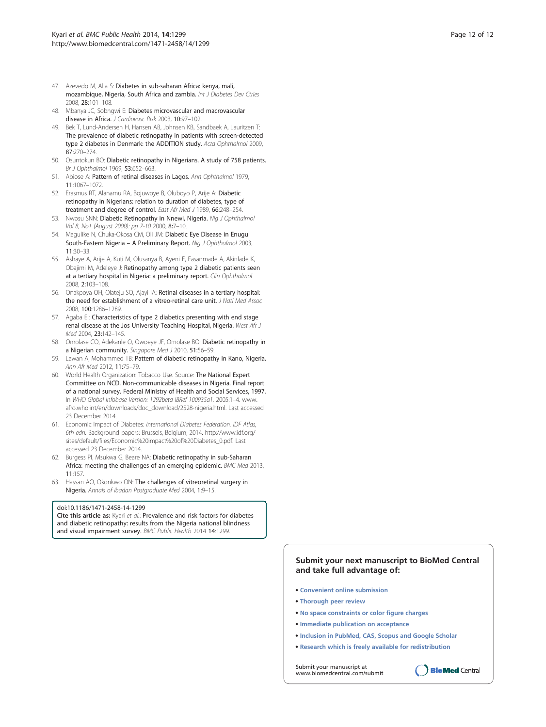47. Azevedo M, Alla S: **Diabetes in sub-saharan Africa: kenya, mali, mozambique, Nigeria, South Africa and zambia.** *Int J Diabetes Dev Ctries* 2008, **28:**101–108.
48. Mbanya JC, Sobngwi E: **Diabetes microvascular and macrovascular disease in Africa.** *J Cardiovasc Risk* 2003, **10:**97–102.
49. Bek T, Lund-Andersen H, Hansen AB, Johnsen KB, Sandbaek A, Lauritzen T: **The prevalence of diabetic retinopathy in patients with screen-detected type 2 diabetes in Denmark: the ADDITION study.** *Acta Ophthalmol* 2009, **87:**270–274.
50. Osuntokun BO: **Diabetic retinopathy in Nigerians. A study of 758 patients.** *Br J Ophthalmol* 1969, **53:**652–663.
51. Abiose A: **Pattern of retinal diseases in Lagos.** *Ann Ophthalmol* 1979, **11:**1067–1072.
52. Erasmus RT, Alanamu RA, Bojuwoye B, Oluboyo P, Arije A: **Diabetic retinopathy in Nigerians: relation to duration of diabetes, type of treatment and degree of control.** *East Afr Med J* 1989, **66:**248–254.
53. Nwosu SNN: **Diabetic Retinopathy in Nnewi, Nigeria.** *Nig J Ophthalmol Vol 8, No1 (August 2000): pp 7-10* 2000, **8:**7–10.
54. Magulike N, Chuka-Okosa CM, Oli JM: **Diabetic Eye Disease in Enugu South-Eastern Nigeria – A Preliminary Report.** *Nig J Ophthalmol* 2003, **11:**30–33.
55. Ashaye A, Arije A, Kuti M, Olusanya B, Ayeni E, Fasanmade A, Akinlade K, Obajimi M, Adeleye J: **Retinopathy among type 2 diabetic patients seen at a tertiary hospital in Nigeria: a preliminary report.** *Clin Ophthalmol* 2008, **2:**103–108.
56. Onakpoya OH, Olateju SO, Ajayi IA: **Retinal diseases in a tertiary hospital: the need for establishment of a vitreo-retinal care unit.** *J Natl Med Assoc* 2008, **100:**1286–1289.
57. Agaba EI: **Characteristics of type 2 diabetics presenting with end stage renal disease at the Jos University Teaching Hospital, Nigeria.** *West Afr J Med* 2004, **23:**142–145.
58. Omolase CO, Adekanle O, Owoeye JF, Omolase BO: **Diabetic retinopathy in a Nigerian community.** *Singapore Med J* 2010, **51:**56–59.
59. Lawan A, Mohammed TB: **Pattern of diabetic retinopathy in Kano, Nigeria.** *Ann Afr Med* 2012, **11:**75–79.
60. World Health Organization: Tobacco Use. Source: **The National Expert Committee on NCD. Non-communicable diseases in Nigeria. Final report of a national survey. Federal Ministry of Health and Social Services, 1997.** In *WHO Global Infobase Version: 1292beta IBRef 100935a1.* 2005:1–4. www.afro.who.int/en/downloads/doc_download/2528-nigeria.html. Last accessed 23 December 2014.
61. Economic Impact of Diabetes: *International Diabetes Federation. IDF Atlas, 6th edn.* Background papers: Brussels, Belgium; 2014. http://www.idf.org/sites/default/files/Economic%20impact%20of%20Diabetes_0.pdf. Last accessed 23 December 2014.
62. Burgess PI, Msukwa G, Beare NA: **Diabetic retinopathy in sub-Saharan Africa: meeting the challenges of an emerging epidemic.** *BMC Med* 2013, **11:**157.
63. Hassan AO, Okonkwo ON: **The challenges of vitreoretinal surgery in Nigeria.** *Annals of Ibadan Postgraduate Med* 2004, **1:**9–15.

doi:10.1186/1471-2458-14-1299
**Cite this article as:** Kyari *et al.*: Prevalence and risk factors for diabetes and diabetic retinopathy: results from the Nigeria national blindness and visual impairment survey. *BMC Public Health* 2014 **14**:1299.

**Submit your next manuscript to BioMed Central and take full advantage of:**

- **Convenient online submission**
- **Thorough peer review**
- **No space constraints or color figure charges**
- **Immediate publication on acceptance**
- **Inclusion in PubMed, CAS, Scopus and Google Scholar**
- **Research which is freely available for redistribution**

Submit your manuscript at
www.biomedcentral.com/submit

BioMed Central